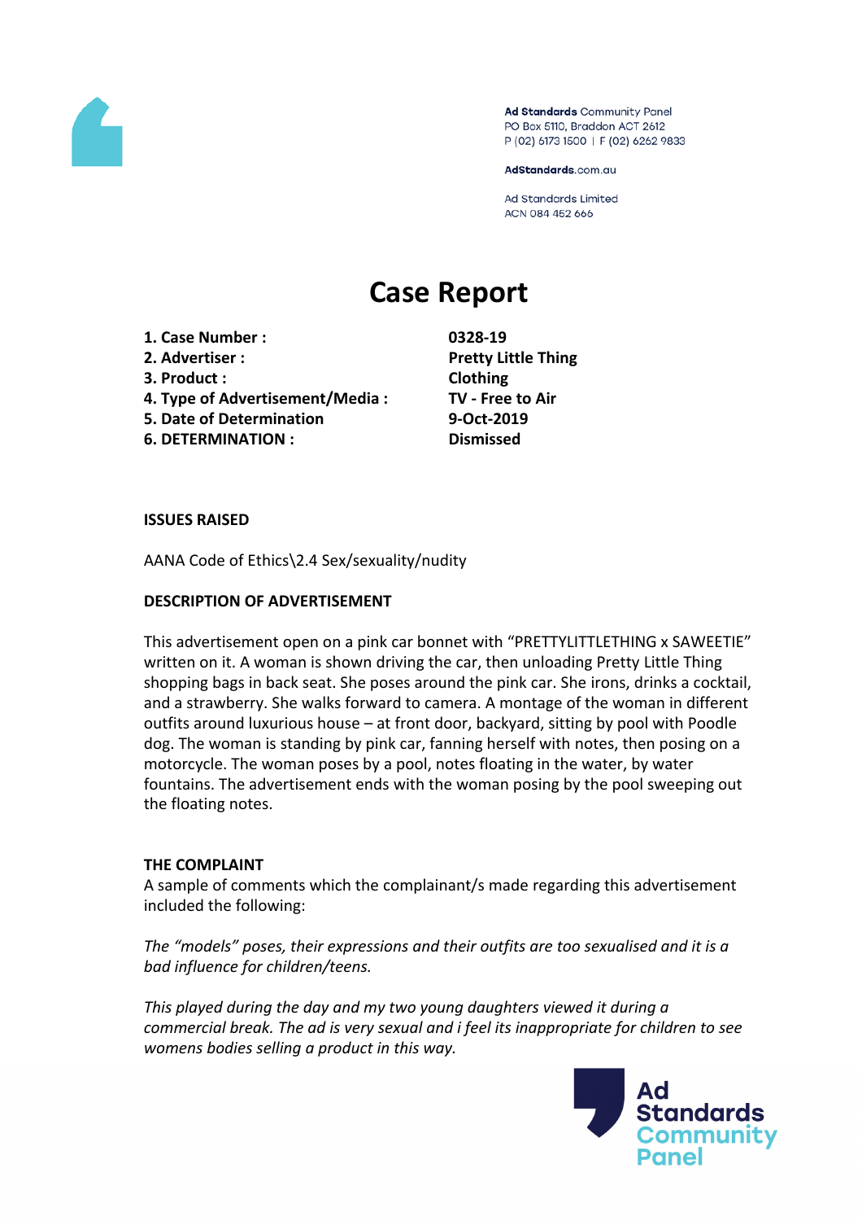Ad Standards Community Panel
PO Box 5110, Braddon ACT 2612
P (02) 6173 1500 | F (02) 6262 9833

AdStandards.com.au

Ad Standards Limited
ACN 084 452 666

# Case Report

| | |
|---|---|
| **1. Case Number :** | **0328-19** |
| **2. Advertiser :** | **Pretty Little Thing** |
| **3. Product :** | **Clothing** |
| **4. Type of Advertisement/Media :** | **TV - Free to Air** |
| **5. Date of Determination** | **9-Oct-2019** |
| **6. DETERMINATION :** | **Dismissed** |

**ISSUES RAISED**

AANA Code of Ethics\2.4 Sex/sexuality/nudity

**DESCRIPTION OF ADVERTISEMENT**

This advertisement open on a pink car bonnet with "PRETTYLITTLETHING x SAWEETIE" written on it. A woman is shown driving the car, then unloading Pretty Little Thing shopping bags in back seat. She poses around the pink car. She irons, drinks a cocktail, and a strawberry. She walks forward to camera. A montage of the woman in different outfits around luxurious house – at front door, backyard, sitting by pool with Poodle dog. The woman is standing by pink car, fanning herself with notes, then posing on a motorcycle. The woman poses by a pool, notes floating in the water, by water fountains. The advertisement ends with the woman posing by the pool sweeping out the floating notes.

**THE COMPLAINT**

A sample of comments which the complainant/s made regarding this advertisement included the following:

*The "models" poses, their expressions and their outfits are too sexualised and it is a bad influence for children/teens.*

*This played during the day and my two young daughters viewed it during a commercial break. The ad is very sexual and i feel its inappropriate for children to see womens bodies selling a product in this way.*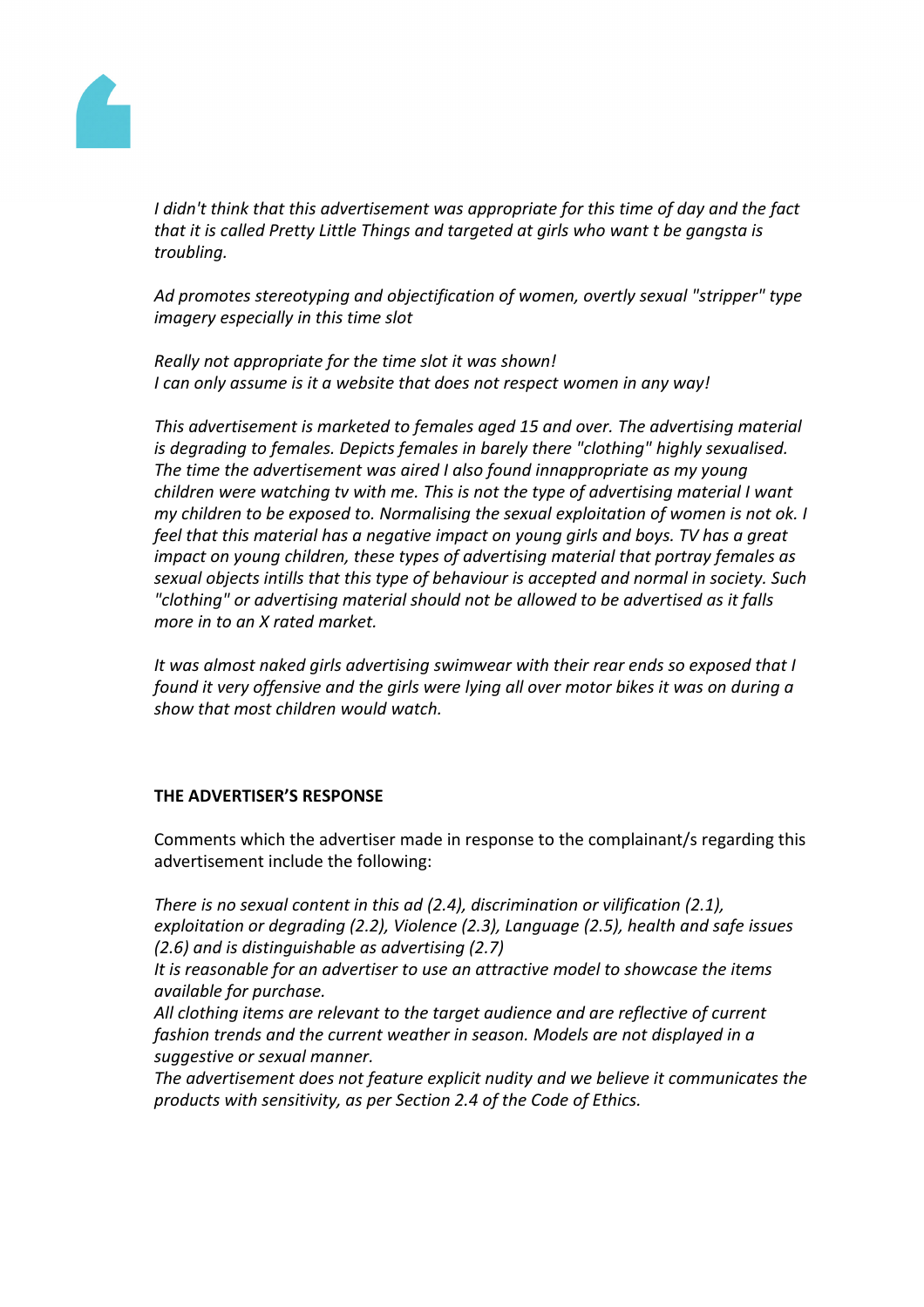*I didn't think that this advertisement was appropriate for this time of day and the fact that it is called Pretty Little Things and targeted at girls who want t be gangsta is troubling.*

*Ad promotes stereotyping and objectification of women, overtly sexual "stripper" type imagery especially in this time slot*

*Really not appropriate for the time slot it was shown!*
*I can only assume is it a website that does not respect women in any way!*

*This advertisement is marketed to females aged 15 and over. The advertising material is degrading to females. Depicts females in barely there "clothing" highly sexualised. The time the advertisement was aired I also found innappropriate as my young children were watching tv with me. This is not the type of advertising material I want my children to be exposed to. Normalising the sexual exploitation of women is not ok. I feel that this material has a negative impact on young girls and boys. TV has a great impact on young children, these types of advertising material that portray females as sexual objects intills that this type of behaviour is accepted and normal in society. Such "clothing" or advertising material should not be allowed to be advertised as it falls more in to an X rated market.*

*It was almost naked girls advertising swimwear with their rear ends so exposed that I found it very offensive and the girls were lying all over motor bikes it was on during a show that most children would watch.*

**THE ADVERTISER'S RESPONSE**

Comments which the advertiser made in response to the complainant/s regarding this advertisement include the following:

*There is no sexual content in this ad (2.4), discrimination or vilification (2.1), exploitation or degrading (2.2), Violence (2.3), Language (2.5), health and safe issues (2.6) and is distinguishable as advertising (2.7)*
*It is reasonable for an advertiser to use an attractive model to showcase the items available for purchase.*
*All clothing items are relevant to the target audience and are reflective of current fashion trends and the current weather in season. Models are not displayed in a suggestive or sexual manner.*
*The advertisement does not feature explicit nudity and we believe it communicates the products with sensitivity, as per Section 2.4 of the Code of Ethics.*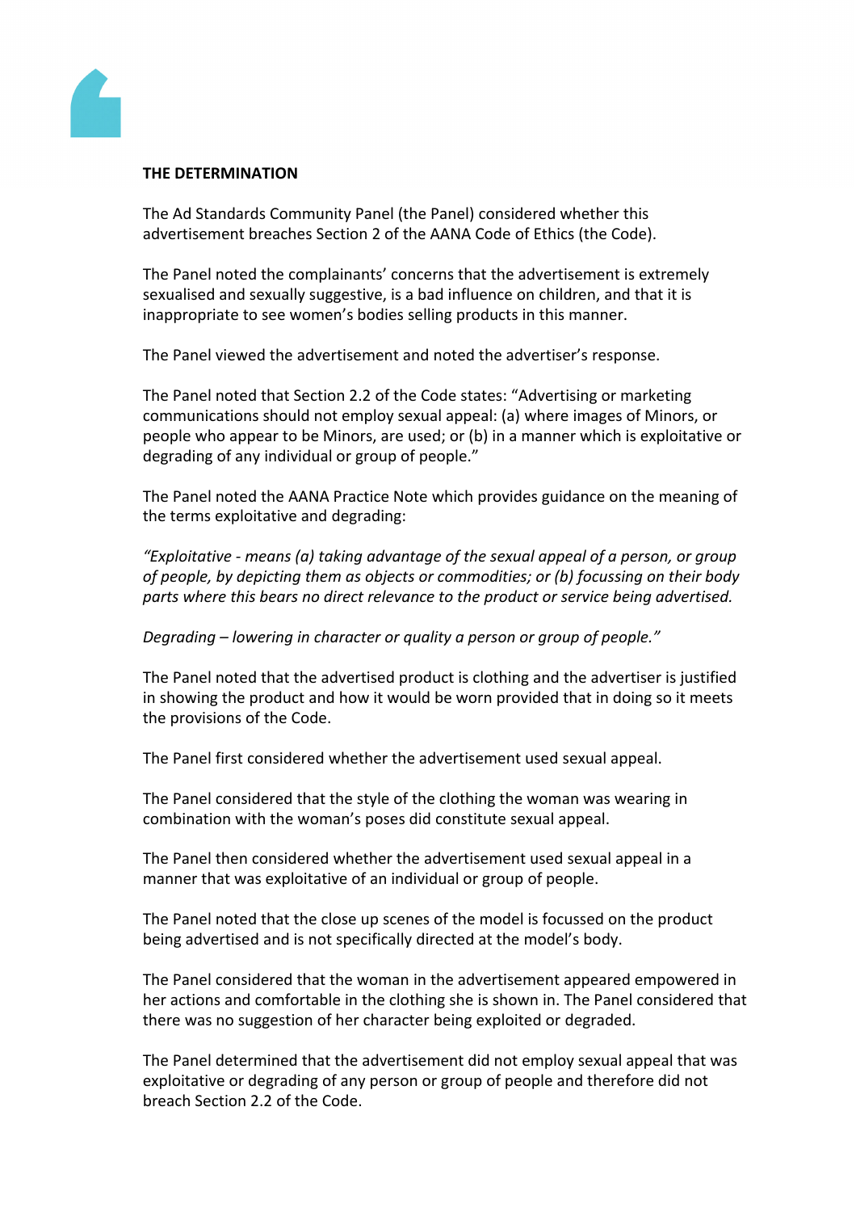**THE DETERMINATION**

The Ad Standards Community Panel (the Panel) considered whether this advertisement breaches Section 2 of the AANA Code of Ethics (the Code).

The Panel noted the complainants' concerns that the advertisement is extremely sexualised and sexually suggestive, is a bad influence on children, and that it is inappropriate to see women's bodies selling products in this manner.

The Panel viewed the advertisement and noted the advertiser's response.

The Panel noted that Section 2.2 of the Code states: "Advertising or marketing communications should not employ sexual appeal: (a) where images of Minors, or people who appear to be Minors, are used; or (b) in a manner which is exploitative or degrading of any individual or group of people."

The Panel noted the AANA Practice Note which provides guidance on the meaning of the terms exploitative and degrading:

*"Exploitative - means (a) taking advantage of the sexual appeal of a person, or group of people, by depicting them as objects or commodities; or (b) focussing on their body parts where this bears no direct relevance to the product or service being advertised.*

*Degrading – lowering in character or quality a person or group of people."*

The Panel noted that the advertised product is clothing and the advertiser is justified in showing the product and how it would be worn provided that in doing so it meets the provisions of the Code.

The Panel first considered whether the advertisement used sexual appeal.

The Panel considered that the style of the clothing the woman was wearing in combination with the woman's poses did constitute sexual appeal.

The Panel then considered whether the advertisement used sexual appeal in a manner that was exploitative of an individual or group of people.

The Panel noted that the close up scenes of the model is focussed on the product being advertised and is not specifically directed at the model's body.

The Panel considered that the woman in the advertisement appeared empowered in her actions and comfortable in the clothing she is shown in. The Panel considered that there was no suggestion of her character being exploited or degraded.

The Panel determined that the advertisement did not employ sexual appeal that was exploitative or degrading of any person or group of people and therefore did not breach Section 2.2 of the Code.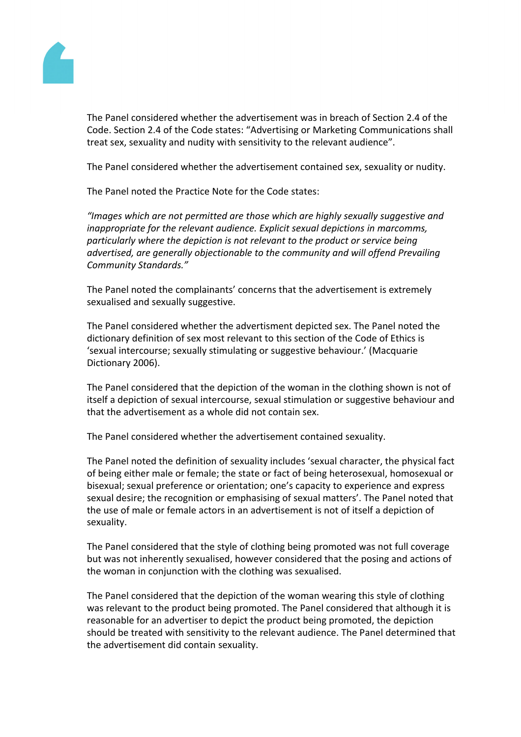The Panel considered whether the advertisement was in breach of Section 2.4 of the Code. Section 2.4 of the Code states: "Advertising or Marketing Communications shall treat sex, sexuality and nudity with sensitivity to the relevant audience".

The Panel considered whether the advertisement contained sex, sexuality or nudity.

The Panel noted the Practice Note for the Code states:

*"Images which are not permitted are those which are highly sexually suggestive and inappropriate for the relevant audience. Explicit sexual depictions in marcomms, particularly where the depiction is not relevant to the product or service being advertised, are generally objectionable to the community and will offend Prevailing Community Standards."*

The Panel noted the complainants' concerns that the advertisement is extremely sexualised and sexually suggestive.

The Panel considered whether the advertisment depicted sex. The Panel noted the dictionary definition of sex most relevant to this section of the Code of Ethics is 'sexual intercourse; sexually stimulating or suggestive behaviour.' (Macquarie Dictionary 2006).

The Panel considered that the depiction of the woman in the clothing shown is not of itself a depiction of sexual intercourse, sexual stimulation or suggestive behaviour and that the advertisement as a whole did not contain sex.

The Panel considered whether the advertisement contained sexuality.

The Panel noted the definition of sexuality includes 'sexual character, the physical fact of being either male or female; the state or fact of being heterosexual, homosexual or bisexual; sexual preference or orientation; one's capacity to experience and express sexual desire; the recognition or emphasising of sexual matters'. The Panel noted that the use of male or female actors in an advertisement is not of itself a depiction of sexuality.

The Panel considered that the style of clothing being promoted was not full coverage but was not inherently sexualised, however considered that the posing and actions of the woman in conjunction with the clothing was sexualised.

The Panel considered that the depiction of the woman wearing this style of clothing was relevant to the product being promoted. The Panel considered that although it is reasonable for an advertiser to depict the product being promoted, the depiction should be treated with sensitivity to the relevant audience. The Panel determined that the advertisement did contain sexuality.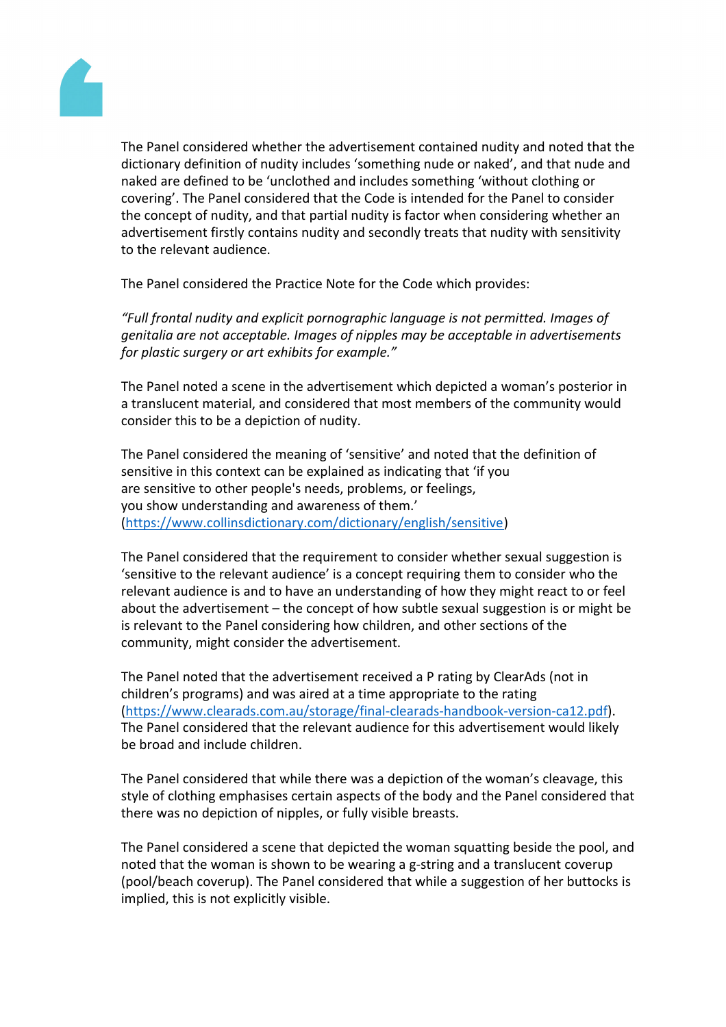The Panel considered whether the advertisement contained nudity and noted that the dictionary definition of nudity includes 'something nude or naked', and that nude and naked are defined to be 'unclothed and includes something 'without clothing or covering'. The Panel considered that the Code is intended for the Panel to consider the concept of nudity, and that partial nudity is factor when considering whether an advertisement firstly contains nudity and secondly treats that nudity with sensitivity to the relevant audience.

The Panel considered the Practice Note for the Code which provides:

*"Full frontal nudity and explicit pornographic language is not permitted. Images of genitalia are not acceptable. Images of nipples may be acceptable in advertisements for plastic surgery or art exhibits for example."*

The Panel noted a scene in the advertisement which depicted a woman's posterior in a translucent material, and considered that most members of the community would consider this to be a depiction of nudity.

The Panel considered the meaning of 'sensitive' and noted that the definition of sensitive in this context can be explained as indicating that 'if you are sensitive to other people's needs, problems, or feelings, you show understanding and awareness of them.' (https://www.collinsdictionary.com/dictionary/english/sensitive)

The Panel considered that the requirement to consider whether sexual suggestion is 'sensitive to the relevant audience' is a concept requiring them to consider who the relevant audience is and to have an understanding of how they might react to or feel about the advertisement – the concept of how subtle sexual suggestion is or might be is relevant to the Panel considering how children, and other sections of the community, might consider the advertisement.

The Panel noted that the advertisement received a P rating by ClearAds (not in children's programs) and was aired at a time appropriate to the rating (https://www.clearads.com.au/storage/final-clearads-handbook-version-ca12.pdf). The Panel considered that the relevant audience for this advertisement would likely be broad and include children.

The Panel considered that while there was a depiction of the woman's cleavage, this style of clothing emphasises certain aspects of the body and the Panel considered that there was no depiction of nipples, or fully visible breasts.

The Panel considered a scene that depicted the woman squatting beside the pool, and noted that the woman is shown to be wearing a g-string and a translucent coverup (pool/beach coverup). The Panel considered that while a suggestion of her buttocks is implied, this is not explicitly visible.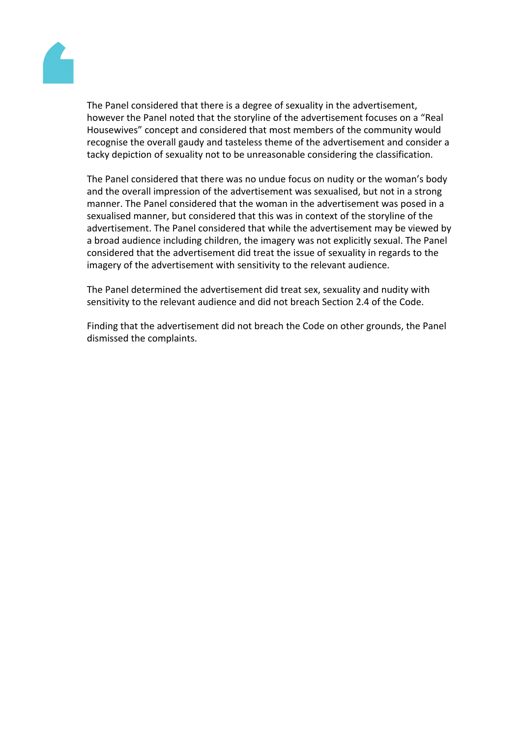The Panel considered that there is a degree of sexuality in the advertisement, however the Panel noted that the storyline of the advertisement focuses on a "Real Housewives" concept and considered that most members of the community would recognise the overall gaudy and tasteless theme of the advertisement and consider a tacky depiction of sexuality not to be unreasonable considering the classification.

The Panel considered that there was no undue focus on nudity or the woman's body and the overall impression of the advertisement was sexualised, but not in a strong manner. The Panel considered that the woman in the advertisement was posed in a sexualised manner, but considered that this was in context of the storyline of the advertisement. The Panel considered that while the advertisement may be viewed by a broad audience including children, the imagery was not explicitly sexual. The Panel considered that the advertisement did treat the issue of sexuality in regards to the imagery of the advertisement with sensitivity to the relevant audience.

The Panel determined the advertisement did treat sex, sexuality and nudity with sensitivity to the relevant audience and did not breach Section 2.4 of the Code.

Finding that the advertisement did not breach the Code on other grounds, the Panel dismissed the complaints.